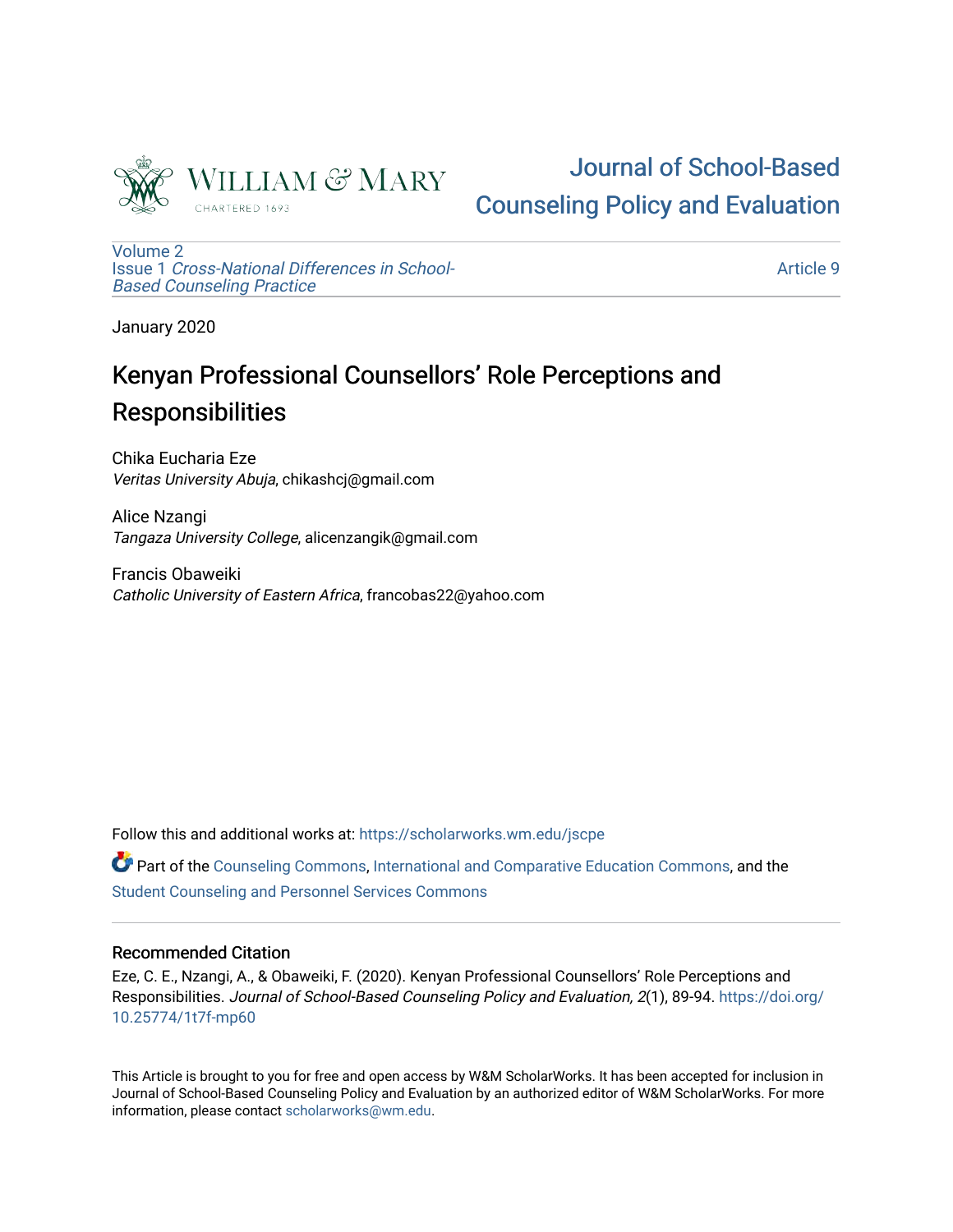Journal of School-Based Counseling Policy and Evaluation

Volume 2
Issue 1 *Cross-National Differences in School-Based Counseling Practice*

Article 9

January 2020

# Kenyan Professional Counsellors' Role Perceptions and Responsibilities

Chika Eucharia Eze
*Veritas University Abuja*, chikashcj@gmail.com

Alice Nzangi
*Tangaza University College*, alicenzangik@gmail.com

Francis Obaweiki
*Catholic University of Eastern Africa*, francobas22@yahoo.com

Follow this and additional works at: https://scholarworks.wm.edu/jscpe

Part of the Counseling Commons, International and Comparative Education Commons, and the Student Counseling and Personnel Services Commons

## Recommended Citation

Eze, C. E., Nzangi, A., & Obaweiki, F. (2020). Kenyan Professional Counsellors' Role Perceptions and Responsibilities. *Journal of School-Based Counseling Policy and Evaluation, 2*(1), 89-94. https://doi.org/10.25774/1t7f-mp60

This Article is brought to you for free and open access by W&M ScholarWorks. It has been accepted for inclusion in Journal of School-Based Counseling Policy and Evaluation by an authorized editor of W&M ScholarWorks. For more information, please contact scholarworks@wm.edu.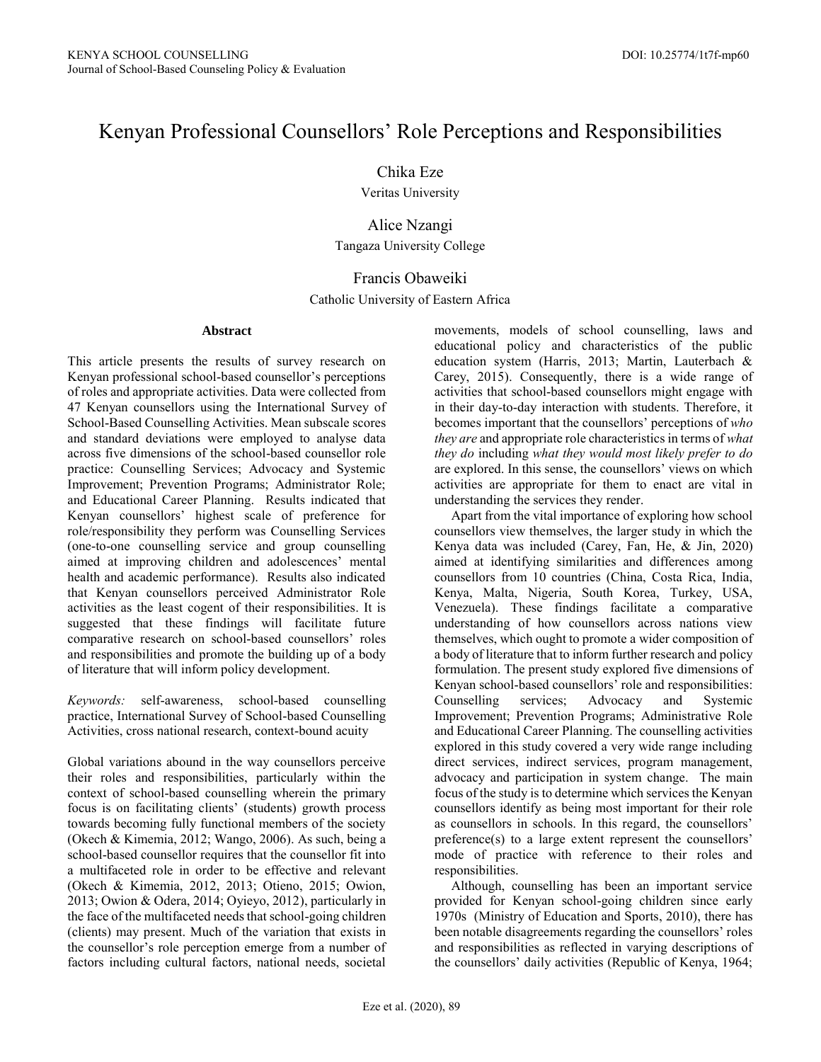# Kenyan Professional Counsellors' Role Perceptions and Responsibilities

Chika Eze
Veritas University

Alice Nzangi
Tangaza University College

Francis Obaweiki
Catholic University of Eastern Africa

## Abstract

This article presents the results of survey research on Kenyan professional school-based counsellor's perceptions of roles and appropriate activities. Data were collected from 47 Kenyan counsellors using the International Survey of School-Based Counselling Activities. Mean subscale scores and standard deviations were employed to analyse data across five dimensions of the school-based counsellor role practice: Counselling Services; Advocacy and Systemic Improvement; Prevention Programs; Administrator Role; and Educational Career Planning. Results indicated that Kenyan counsellors' highest scale of preference for role/responsibility they perform was Counselling Services (one-to-one counselling service and group counselling aimed at improving children and adolescences' mental health and academic performance). Results also indicated that Kenyan counsellors perceived Administrator Role activities as the least cogent of their responsibilities. It is suggested that these findings will facilitate future comparative research on school-based counsellors' roles and responsibilities and promote the building up of a body of literature that will inform policy development.

*Keywords:* self-awareness, school-based counselling practice, International Survey of School-based Counselling Activities, cross national research, context-bound acuity

Global variations abound in the way counsellors perceive their roles and responsibilities, particularly within the context of school-based counselling wherein the primary focus is on facilitating clients' (students) growth process towards becoming fully functional members of the society (Okech & Kimemia, 2012; Wango, 2006). As such, being a school-based counsellor requires that the counsellor fit into a multifaceted role in order to be effective and relevant (Okech & Kimemia, 2012, 2013; Otieno, 2015; Owion, 2013; Owion & Odera, 2014; Oyieyo, 2012), particularly in the face of the multifaceted needs that school-going children (clients) may present. Much of the variation that exists in the counsellor's role perception emerge from a number of factors including cultural factors, national needs, societal movements, models of school counselling, laws and educational policy and characteristics of the public education system (Harris, 2013; Martin, Lauterbach & Carey, 2015). Consequently, there is a wide range of activities that school-based counsellors might engage with in their day-to-day interaction with students. Therefore, it becomes important that the counsellors' perceptions of *who they are* and appropriate role characteristics in terms of *what they do* including *what they would most likely prefer to do* are explored. In this sense, the counsellors' views on which activities are appropriate for them to enact are vital in understanding the services they render.

Apart from the vital importance of exploring how school counsellors view themselves, the larger study in which the Kenya data was included (Carey, Fan, He, & Jin, 2020) aimed at identifying similarities and differences among counsellors from 10 countries (China, Costa Rica, India, Kenya, Malta, Nigeria, South Korea, Turkey, USA, Venezuela). These findings facilitate a comparative understanding of how counsellors across nations view themselves, which ought to promote a wider composition of a body of literature that to inform further research and policy formulation. The present study explored five dimensions of Kenyan school-based counsellors' role and responsibilities: Counselling services; Advocacy and Systemic Improvement; Prevention Programs; Administrative Role and Educational Career Planning. The counselling activities explored in this study covered a very wide range including direct services, indirect services, program management, advocacy and participation in system change. The main focus of the study is to determine which services the Kenyan counsellors identify as being most important for their role as counsellors in schools. In this regard, the counsellors' preference(s) to a large extent represent the counsellors' mode of practice with reference to their roles and responsibilities.

Although, counselling has been an important service provided for Kenyan school-going children since early 1970s (Ministry of Education and Sports, 2010), there has been notable disagreements regarding the counsellors' roles and responsibilities as reflected in varying descriptions of the counsellors' daily activities (Republic of Kenya, 1964;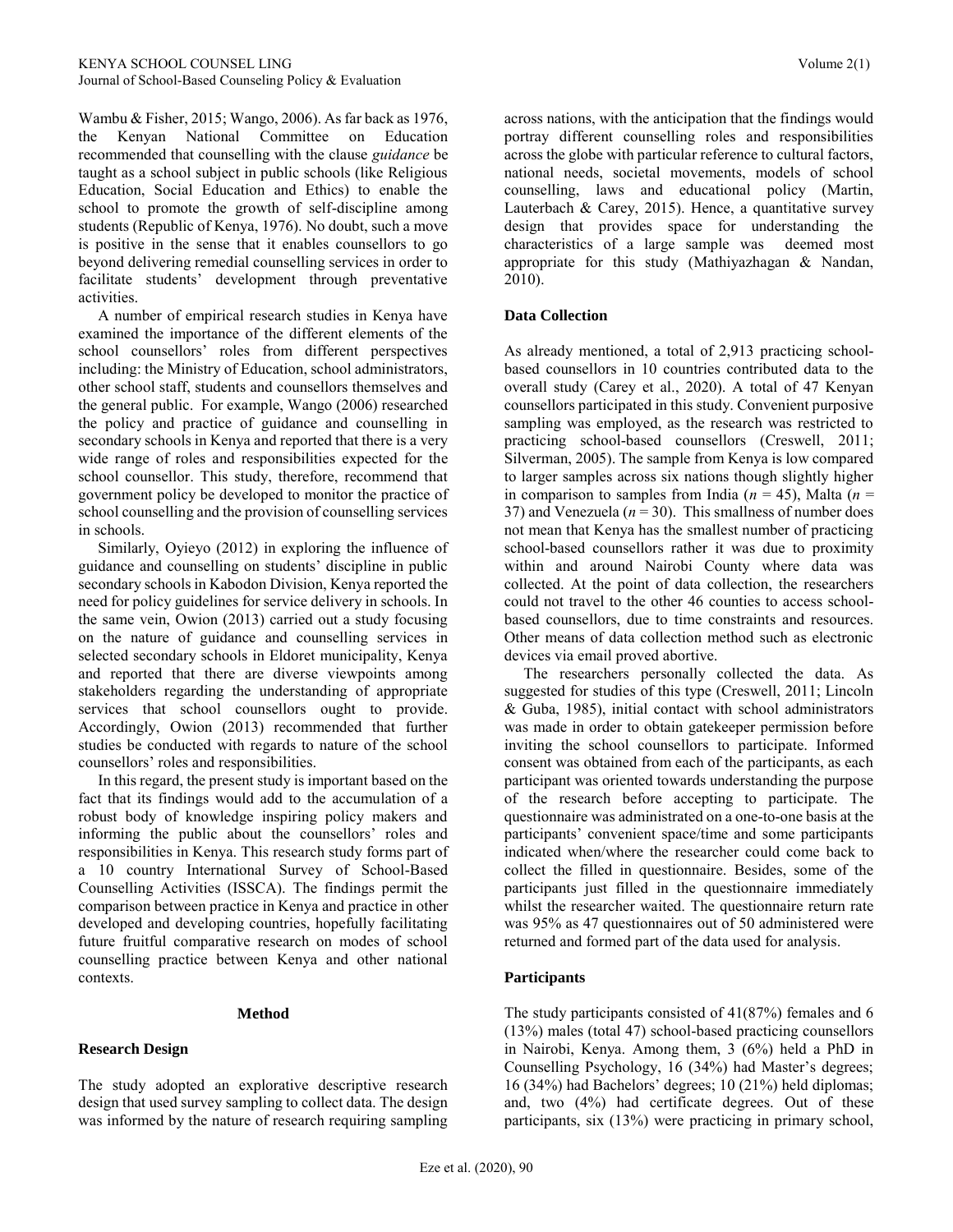Wambu & Fisher, 2015; Wango, 2006). As far back as 1976, the Kenyan National Committee on Education recommended that counselling with the clause *guidance* be taught as a school subject in public schools (like Religious Education, Social Education and Ethics) to enable the school to promote the growth of self-discipline among students (Republic of Kenya, 1976). No doubt, such a move is positive in the sense that it enables counsellors to go beyond delivering remedial counselling services in order to facilitate students' development through preventative activities.

A number of empirical research studies in Kenya have examined the importance of the different elements of the school counsellors' roles from different perspectives including: the Ministry of Education, school administrators, other school staff, students and counsellors themselves and the general public. For example, Wango (2006) researched the policy and practice of guidance and counselling in secondary schools in Kenya and reported that there is a very wide range of roles and responsibilities expected for the school counsellor. This study, therefore, recommend that government policy be developed to monitor the practice of school counselling and the provision of counselling services in schools.

Similarly, Oyieyo (2012) in exploring the influence of guidance and counselling on students' discipline in public secondary schools in Kabodon Division, Kenya reported the need for policy guidelines for service delivery in schools. In the same vein, Owion (2013) carried out a study focusing on the nature of guidance and counselling services in selected secondary schools in Eldoret municipality, Kenya and reported that there are diverse viewpoints among stakeholders regarding the understanding of appropriate services that school counsellors ought to provide. Accordingly, Owion (2013) recommended that further studies be conducted with regards to nature of the school counsellors' roles and responsibilities.

In this regard, the present study is important based on the fact that its findings would add to the accumulation of a robust body of knowledge inspiring policy makers and informing the public about the counsellors' roles and responsibilities in Kenya. This research study forms part of a 10 country International Survey of School-Based Counselling Activities (ISSCA). The findings permit the comparison between practice in Kenya and practice in other developed and developing countries, hopefully facilitating future fruitful comparative research on modes of school counselling practice between Kenya and other national contexts.

## Method

### Research Design

The study adopted an explorative descriptive research design that used survey sampling to collect data. The design was informed by the nature of research requiring sampling across nations, with the anticipation that the findings would portray different counselling roles and responsibilities across the globe with particular reference to cultural factors, national needs, societal movements, models of school counselling, laws and educational policy (Martin, Lauterbach & Carey, 2015). Hence, a quantitative survey design that provides space for understanding the characteristics of a large sample was deemed most appropriate for this study (Mathiyazhagan & Nandan, 2010).

### Data Collection

As already mentioned, a total of 2,913 practicing school-based counsellors in 10 countries contributed data to the overall study (Carey et al., 2020). A total of 47 Kenyan counsellors participated in this study. Convenient purposive sampling was employed, as the research was restricted to practicing school-based counsellors (Creswell, 2011; Silverman, 2005). The sample from Kenya is low compared to larger samples across six nations though slightly higher in comparison to samples from India ($n$ = 45), Malta ($n$ = 37) and Venezuela ($n$ = 30). This smallness of number does not mean that Kenya has the smallest number of practicing school-based counsellors rather it was due to proximity within and around Nairobi County where data was collected. At the point of data collection, the researchers could not travel to the other 46 counties to access school-based counsellors, due to time constraints and resources. Other means of data collection method such as electronic devices via email proved abortive.

The researchers personally collected the data. As suggested for studies of this type (Creswell, 2011; Lincoln & Guba, 1985), initial contact with school administrators was made in order to obtain gatekeeper permission before inviting the school counsellors to participate. Informed consent was obtained from each of the participants, as each participant was oriented towards understanding the purpose of the research before accepting to participate. The questionnaire was administrated on a one-to-one basis at the participants' convenient space/time and some participants indicated when/where the researcher could come back to collect the filled in questionnaire. Besides, some of the participants just filled in the questionnaire immediately whilst the researcher waited. The questionnaire return rate was 95% as 47 questionnaires out of 50 administered were returned and formed part of the data used for analysis.

### Participants

The study participants consisted of 41(87%) females and 6 (13%) males (total 47) school-based practicing counsellors in Nairobi, Kenya. Among them, 3 (6%) held a PhD in Counselling Psychology, 16 (34%) had Master's degrees; 16 (34%) had Bachelors' degrees; 10 (21%) held diplomas; and, two (4%) had certificate degrees. Out of these participants, six (13%) were practicing in primary school,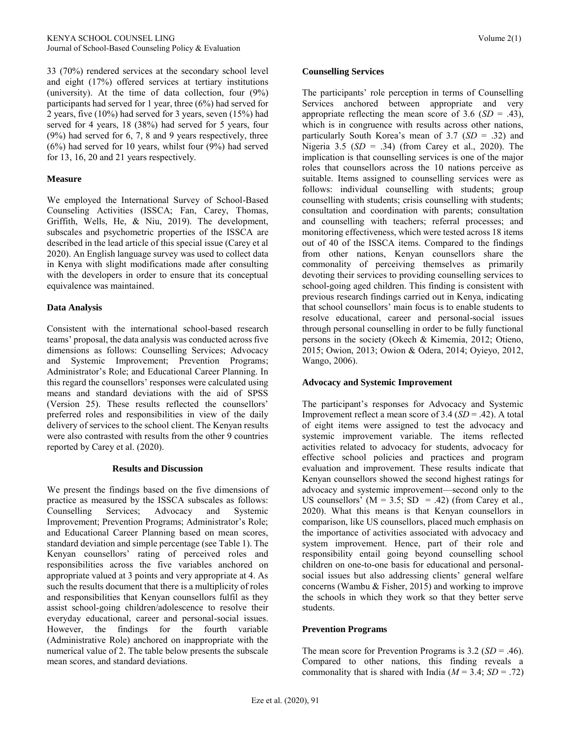33 (70%) rendered services at the secondary school level and eight (17%) offered services at tertiary institutions (university). At the time of data collection, four (9%) participants had served for 1 year, three (6%) had served for 2 years, five (10%) had served for 3 years, seven (15%) had served for 4 years, 18 (38%) had served for 5 years, four (9%) had served for 6, 7, 8 and 9 years respectively, three (6%) had served for 10 years, whilst four (9%) had served for 13, 16, 20 and 21 years respectively.

### Measure

We employed the International Survey of School-Based Counseling Activities (ISSCA; Fan, Carey, Thomas, Griffith, Wells, He, & Niu, 2019). The development, subscales and psychometric properties of the ISSCA are described in the lead article of this special issue (Carey et al 2020). An English language survey was used to collect data in Kenya with slight modifications made after consulting with the developers in order to ensure that its conceptual equivalence was maintained.

### Data Analysis

Consistent with the international school-based research teams' proposal, the data analysis was conducted across five dimensions as follows: Counselling Services; Advocacy and Systemic Improvement; Prevention Programs; Administrator's Role; and Educational Career Planning. In this regard the counsellors' responses were calculated using means and standard deviations with the aid of SPSS (Version 25). These results reflected the counsellors' preferred roles and responsibilities in view of the daily delivery of services to the school client. The Kenyan results were also contrasted with results from the other 9 countries reported by Carey et al. (2020).

## Results and Discussion

We present the findings based on the five dimensions of practice as measured by the ISSCA subscales as follows: Counselling Services; Advocacy and Systemic Improvement; Prevention Programs; Administrator's Role; and Educational Career Planning based on mean scores, standard deviation and simple percentage (see Table 1). The Kenyan counsellors' rating of perceived roles and responsibilities across the five variables anchored on appropriate valued at 3 points and very appropriate at 4. As such the results document that there is a multiplicity of roles and responsibilities that Kenyan counsellors fulfil as they assist school-going children/adolescence to resolve their everyday educational, career and personal-social issues. However, the findings for the fourth variable (Administrative Role) anchored on inappropriate with the numerical value of 2. The table below presents the subscale mean scores, and standard deviations.

### Counselling Services

The participants' role perception in terms of Counselling Services anchored between appropriate and very appropriate reflecting the mean score of 3.6 (*SD* = .43), which is in congruence with results across other nations, particularly South Korea's mean of 3.7 (*SD* = .32) and Nigeria 3.5 (*SD* = .34) (from Carey et al., 2020). The implication is that counselling services is one of the major roles that counsellors across the 10 nations perceive as suitable. Items assigned to counselling services were as follows: individual counselling with students; group counselling with students; crisis counselling with students; consultation and coordination with parents; consultation and counselling with teachers; referral processes; and monitoring effectiveness, which were tested across 18 items out of 40 of the ISSCA items. Compared to the findings from other nations, Kenyan counsellors share the commonality of perceiving themselves as primarily devoting their services to providing counselling services to school-going aged children. This finding is consistent with previous research findings carried out in Kenya, indicating that school counsellors' main focus is to enable students to resolve educational, career and personal-social issues through personal counselling in order to be fully functional persons in the society (Okech & Kimemia, 2012; Otieno, 2015; Owion, 2013; Owion & Odera, 2014; Oyieyo, 2012, Wango, 2006).

### Advocacy and Systemic Improvement

The participant's responses for Advocacy and Systemic Improvement reflect a mean score of 3.4 (*SD* = .42). A total of eight items were assigned to test the advocacy and systemic improvement variable. The items reflected activities related to advocacy for students, advocacy for effective school policies and practices and program evaluation and improvement. These results indicate that Kenyan counsellors showed the second highest ratings for advocacy and systemic improvement—second only to the US counsellors' (M = 3.5; SD = .42) (from Carey et al., 2020). What this means is that Kenyan counsellors in comparison, like US counsellors, placed much emphasis on the importance of activities associated with advocacy and system improvement. Hence, part of their role and responsibility entail going beyond counselling school children on one-to-one basis for educational and personal-social issues but also addressing clients' general welfare concerns (Wambu & Fisher, 2015) and working to improve the schools in which they work so that they better serve students.

### Prevention Programs

The mean score for Prevention Programs is 3.2 (*SD* = .46). Compared to other nations, this finding reveals a commonality that is shared with India (*M* = 3.4; *SD* = .72)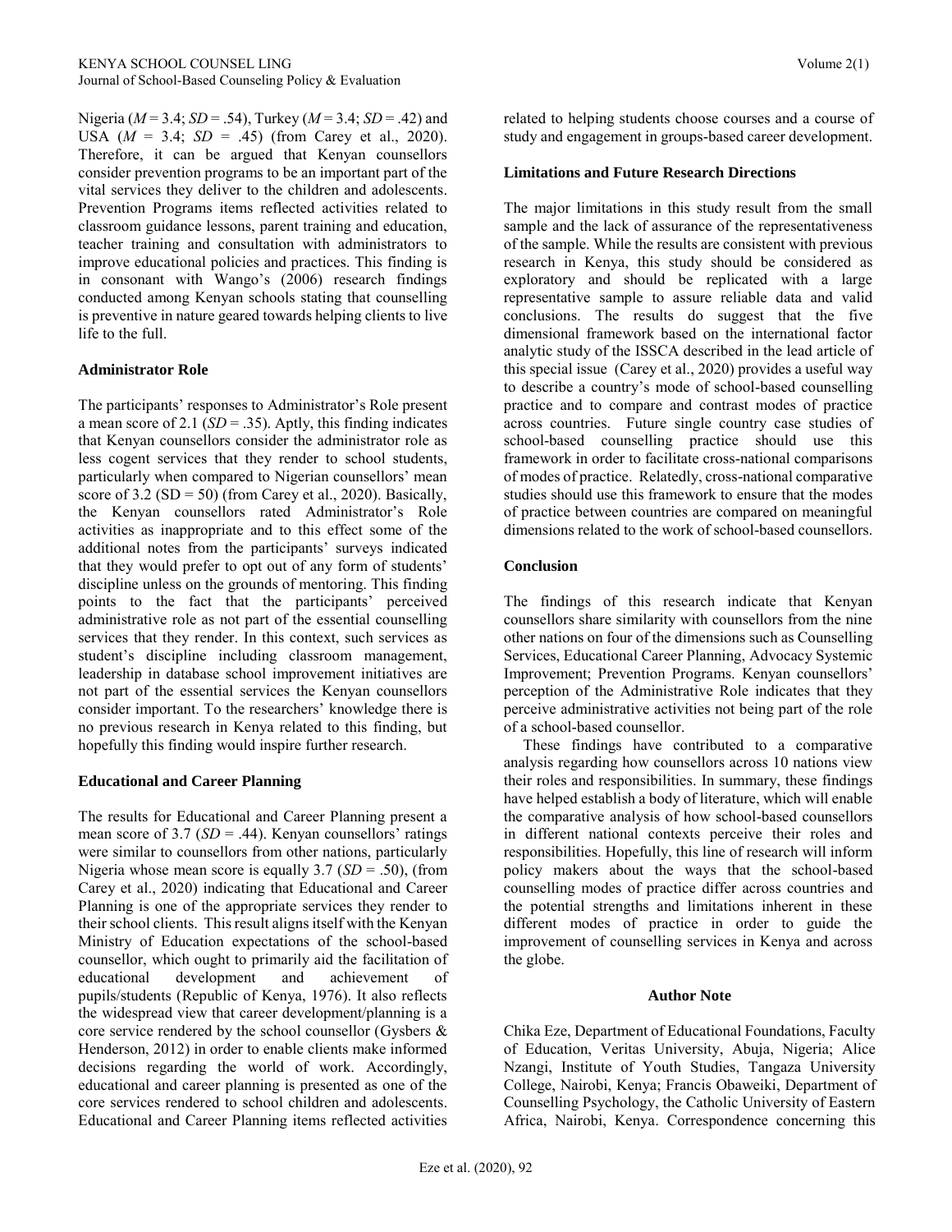Nigeria ($M$ = 3.4; $SD$ = .54), Turkey ($M$ = 3.4; $SD$ = .42) and USA ($M$ = 3.4; $SD$ = .45) (from Carey et al., 2020). Therefore, it can be argued that Kenyan counsellors consider prevention programs to be an important part of the vital services they deliver to the children and adolescents. Prevention Programs items reflected activities related to classroom guidance lessons, parent training and education, teacher training and consultation with administrators to improve educational policies and practices. This finding is in consonant with Wango's (2006) research findings conducted among Kenyan schools stating that counselling is preventive in nature geared towards helping clients to live life to the full.

### Administrator Role

The participants' responses to Administrator's Role present a mean score of 2.1 ($SD$ = .35). Aptly, this finding indicates that Kenyan counsellors consider the administrator role as less cogent services that they render to school students, particularly when compared to Nigerian counsellors' mean score of 3.2 (SD = 50) (from Carey et al., 2020). Basically, the Kenyan counsellors rated Administrator's Role activities as inappropriate and to this effect some of the additional notes from the participants' surveys indicated that they would prefer to opt out of any form of students' discipline unless on the grounds of mentoring. This finding points to the fact that the participants' perceived administrative role as not part of the essential counselling services that they render. In this context, such services as student's discipline including classroom management, leadership in database school improvement initiatives are not part of the essential services the Kenyan counsellors consider important. To the researchers' knowledge there is no previous research in Kenya related to this finding, but hopefully this finding would inspire further research.

### Educational and Career Planning

The results for Educational and Career Planning present a mean score of 3.7 ($SD$ = .44). Kenyan counsellors' ratings were similar to counsellors from other nations, particularly Nigeria whose mean score is equally 3.7 ($SD$ = .50), (from Carey et al., 2020) indicating that Educational and Career Planning is one of the appropriate services they render to their school clients. This result aligns itself with the Kenyan Ministry of Education expectations of the school-based counsellor, which ought to primarily aid the facilitation of educational development and achievement of pupils/students (Republic of Kenya, 1976). It also reflects the widespread view that career development/planning is a core service rendered by the school counsellor (Gysbers & Henderson, 2012) in order to enable clients make informed decisions regarding the world of work. Accordingly, educational and career planning is presented as one of the core services rendered to school children and adolescents. Educational and Career Planning items reflected activities related to helping students choose courses and a course of study and engagement in groups-based career development.

### Limitations and Future Research Directions

The major limitations in this study result from the small sample and the lack of assurance of the representativeness of the sample. While the results are consistent with previous research in Kenya, this study should be considered as exploratory and should be replicated with a large representative sample to assure reliable data and valid conclusions. The results do suggest that the five dimensional framework based on the international factor analytic study of the ISSCA described in the lead article of this special issue (Carey et al., 2020) provides a useful way to describe a country's mode of school-based counselling practice and to compare and contrast modes of practice across countries. Future single country case studies of school-based counselling practice should use this framework in order to facilitate cross-national comparisons of modes of practice. Relatedly, cross-national comparative studies should use this framework to ensure that the modes of practice between countries are compared on meaningful dimensions related to the work of school-based counsellors.

### Conclusion

The findings of this research indicate that Kenyan counsellors share similarity with counsellors from the nine other nations on four of the dimensions such as Counselling Services, Educational Career Planning, Advocacy Systemic Improvement; Prevention Programs. Kenyan counsellors' perception of the Administrative Role indicates that they perceive administrative activities not being part of the role of a school-based counsellor.

These findings have contributed to a comparative analysis regarding how counsellors across 10 nations view their roles and responsibilities. In summary, these findings have helped establish a body of literature, which will enable the comparative analysis of how school-based counsellors in different national contexts perceive their roles and responsibilities. Hopefully, this line of research will inform policy makers about the ways that the school-based counselling modes of practice differ across countries and the potential strengths and limitations inherent in these different modes of practice in order to guide the improvement of counselling services in Kenya and across the globe.

### Author Note

Chika Eze, Department of Educational Foundations, Faculty of Education, Veritas University, Abuja, Nigeria; Alice Nzangi, Institute of Youth Studies, Tangaza University College, Nairobi, Kenya; Francis Obaweiki, Department of Counselling Psychology, the Catholic University of Eastern Africa, Nairobi, Kenya. Correspondence concerning this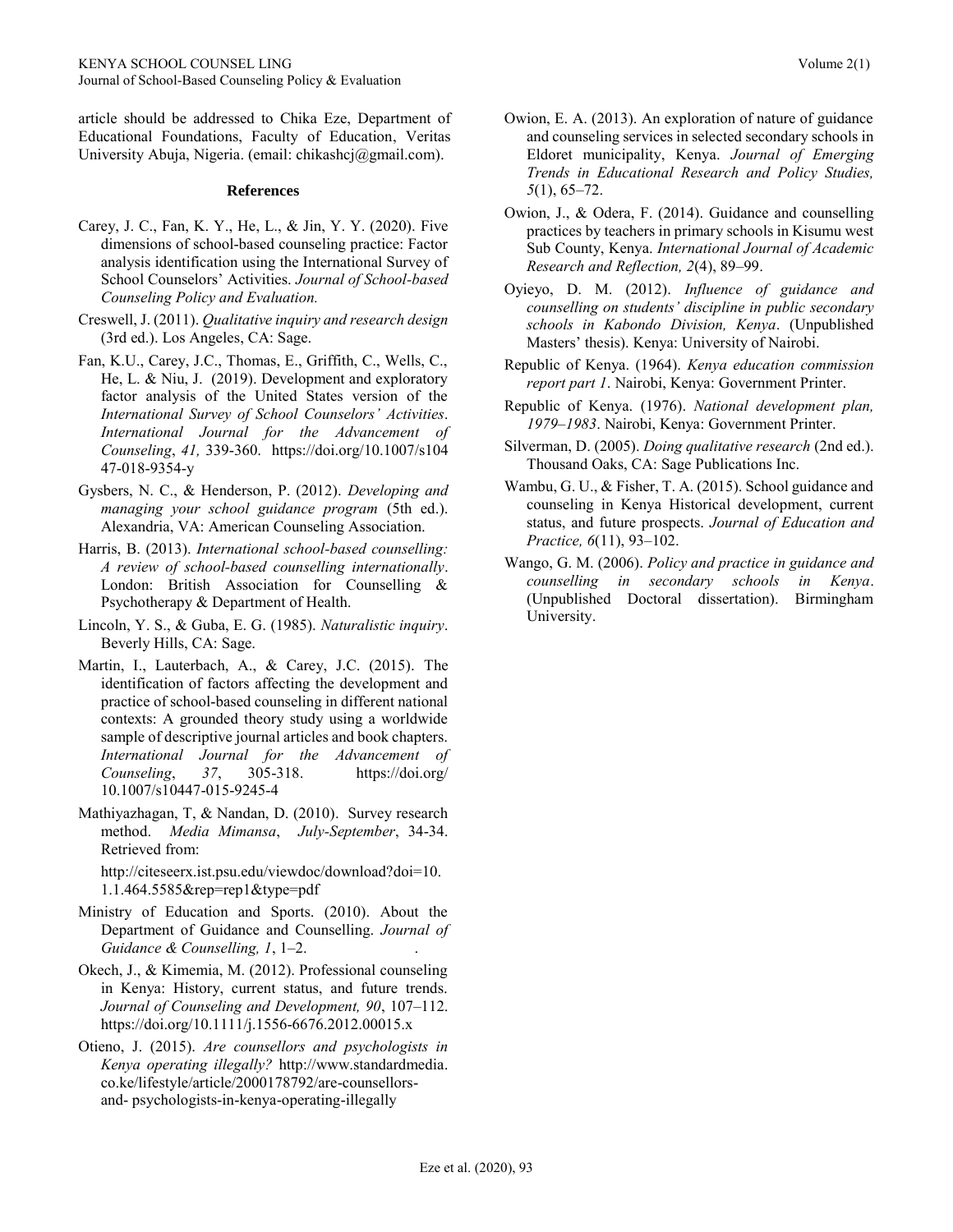article should be addressed to Chika Eze, Department of Educational Foundations, Faculty of Education, Veritas University Abuja, Nigeria. (email: chikashcj@gmail.com).

## References

Carey, J. C., Fan, K. Y., He, L., & Jin, Y. Y. (2020). Five dimensions of school-based counseling practice: Factor analysis identification using the International Survey of School Counselors' Activities. *Journal of School-based Counseling Policy and Evaluation.*

Creswell, J. (2011). *Qualitative inquiry and research design* (3rd ed.). Los Angeles, CA: Sage.

Fan, K.U., Carey, J.C., Thomas, E., Griffith, C., Wells, C., He, L. & Niu, J. (2019). Development and exploratory factor analysis of the United States version of the *International Survey of School Counselors' Activities*. *International Journal for the Advancement of Counseling*, *41,* 339-360. https://doi.org/10.1007/s10447-018-9354-y

Gysbers, N. C., & Henderson, P. (2012). *Developing and managing your school guidance program* (5th ed.). Alexandria, VA: American Counseling Association.

Harris, B. (2013). *International school-based counselling: A review of school-based counselling internationally*. London: British Association for Counselling & Psychotherapy & Department of Health.

Lincoln, Y. S., & Guba, E. G. (1985). *Naturalistic inquiry*. Beverly Hills, CA: Sage.

Martin, I., Lauterbach, A., & Carey, J.C. (2015). The identification of factors affecting the development and practice of school-based counseling in different national contexts: A grounded theory study using a worldwide sample of descriptive journal articles and book chapters. *International Journal for the Advancement of Counseling*, *37*, 305-318. https://doi.org/10.1007/s10447-015-9245-4

Mathiyazhagan, T, & Nandan, D. (2010). Survey research method. *Media Mimansa*, *July-September*, 34-34. Retrieved from: http://citeseerx.ist.psu.edu/viewdoc/download?doi=10.1.1.464.5585&rep=rep1&type=pdf

Ministry of Education and Sports. (2010). About the Department of Guidance and Counselling. *Journal of Guidance & Counselling, 1*, 1–2.

Okech, J., & Kimemia, M. (2012). Professional counseling in Kenya: History, current status, and future trends. *Journal of Counseling and Development, 90*, 107–112. https://doi.org/10.1111/j.1556-6676.2012.00015.x

Otieno, J. (2015). *Are counsellors and psychologists in Kenya operating illegally?* http://www.standardmedia.co.ke/lifestyle/article/2000178792/are-counsellors-and- psychologists-in-kenya-operating-illegally

Owion, E. A. (2013). An exploration of nature of guidance and counseling services in selected secondary schools in Eldoret municipality, Kenya. *Journal of Emerging Trends in Educational Research and Policy Studies, 5*(1), 65–72.

Owion, J., & Odera, F. (2014). Guidance and counselling practices by teachers in primary schools in Kisumu west Sub County, Kenya. *International Journal of Academic Research and Reflection, 2*(4), 89–99.

Oyieyo, D. M. (2012). *Influence of guidance and counselling on students' discipline in public secondary schools in Kabondo Division, Kenya*. (Unpublished Masters' thesis). Kenya: University of Nairobi.

Republic of Kenya. (1964). *Kenya education commission report part 1*. Nairobi, Kenya: Government Printer.

Republic of Kenya. (1976). *National development plan, 1979–1983*. Nairobi, Kenya: Government Printer.

Silverman, D. (2005). *Doing qualitative research* (2nd ed.). Thousand Oaks, CA: Sage Publications Inc.

Wambu, G. U., & Fisher, T. A. (2015). School guidance and counseling in Kenya Historical development, current status, and future prospects. *Journal of Education and Practice, 6*(11), 93–102.

Wango, G. M. (2006). *Policy and practice in guidance and counselling in secondary schools in Kenya*. (Unpublished Doctoral dissertation). Birmingham University.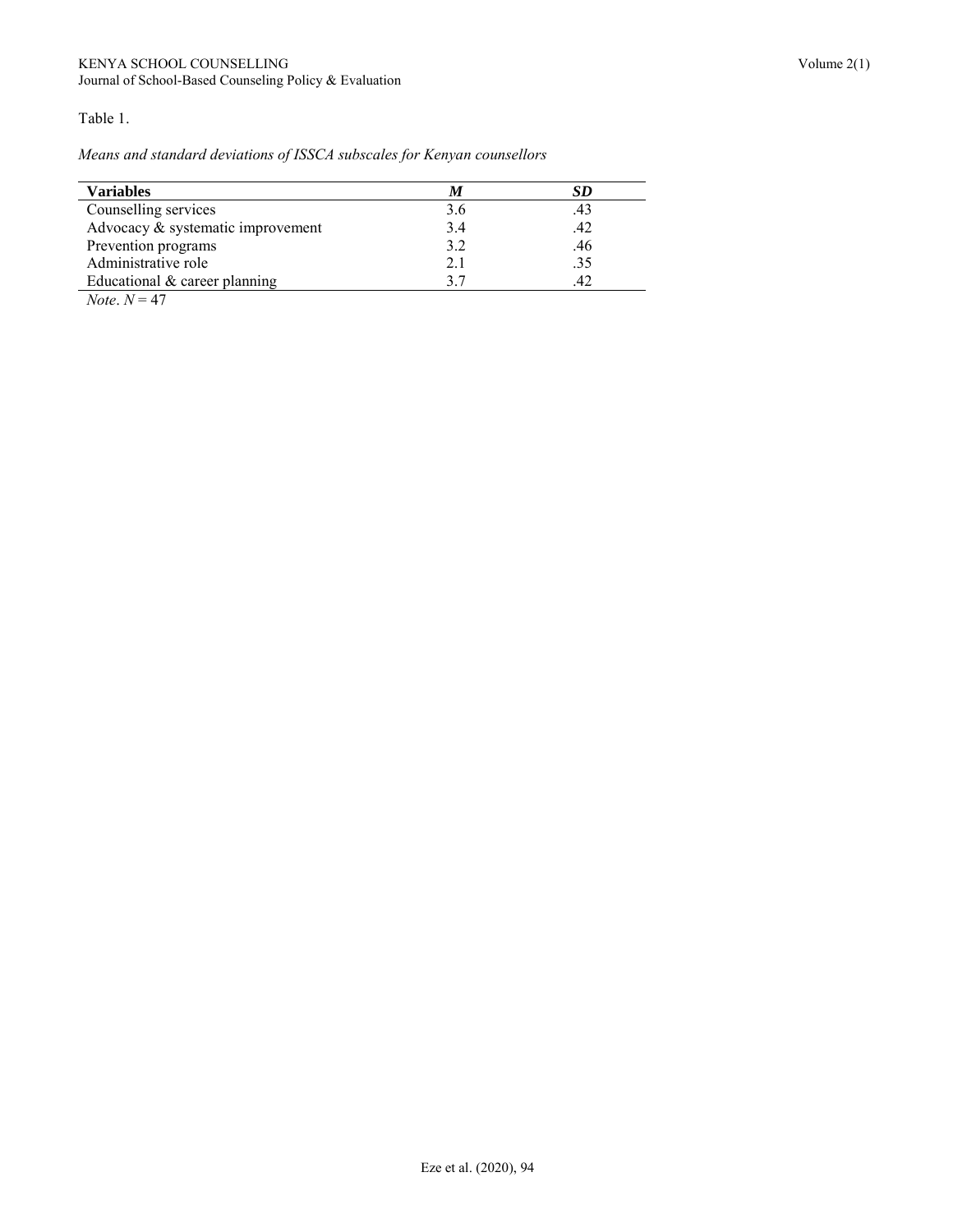Table 1.

*Means and standard deviations of ISSCA subscales for Kenyan counsellors*

| **Variables** | ***M*** | ***SD*** |
|---|---|---|
| Counselling services | 3.6 | .43 |
| Advocacy & systematic improvement | 3.4 | .42 |
| Prevention programs | 3.2 | .46 |
| Administrative role | 2.1 | .35 |
| Educational & career planning | 3.7 | .42 |

*Note*. $N = 47$